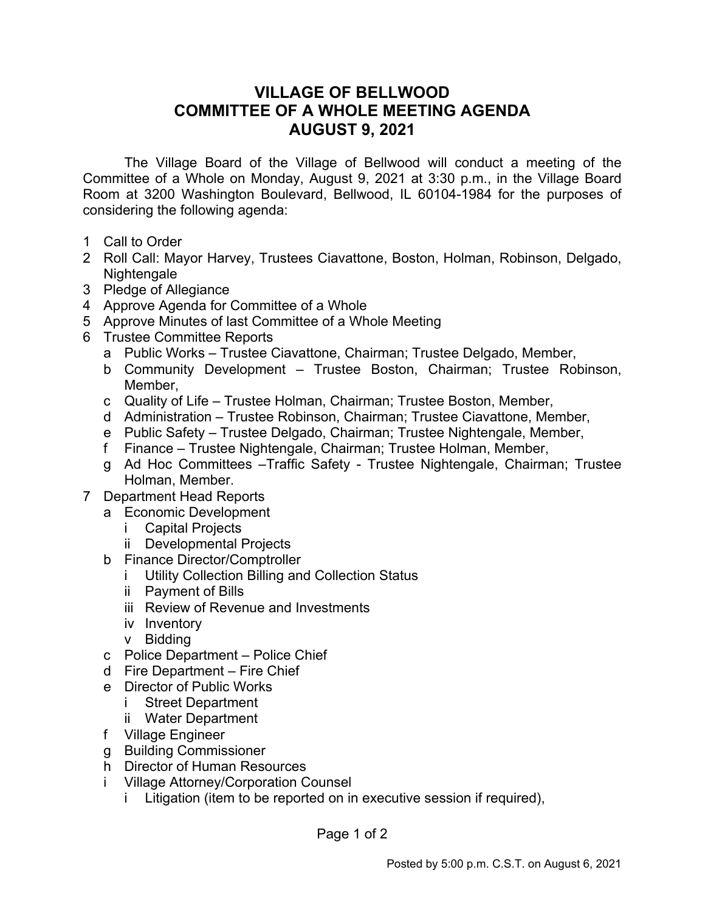# VILLAGE OF BELLWOOD
# COMMITTEE OF A WHOLE MEETING AGENDA
# AUGUST 9, 2021

The Village Board of the Village of Bellwood will conduct a meeting of the Committee of a Whole on Monday, August 9, 2021 at 3:30 p.m., in the Village Board Room at 3200 Washington Boulevard, Bellwood, IL 60104-1984 for the purposes of considering the following agenda:

1 Call to Order
2 Roll Call: Mayor Harvey, Trustees Ciavattone, Boston, Holman, Robinson, Delgado, Nightengale
3 Pledge of Allegiance
4 Approve Agenda for Committee of a Whole
5 Approve Minutes of last Committee of a Whole Meeting
6 Trustee Committee Reports
   - a Public Works – Trustee Ciavattone, Chairman; Trustee Delgado, Member,
   - b Community Development – Trustee Boston, Chairman; Trustee Robinson, Member,
   - c Quality of Life – Trustee Holman, Chairman; Trustee Boston, Member,
   - d Administration – Trustee Robinson, Chairman; Trustee Ciavattone, Member,
   - e Public Safety – Trustee Delgado, Chairman; Trustee Nightengale, Member,
   - f Finance – Trustee Nightengale, Chairman; Trustee Holman, Member,
   - g Ad Hoc Committees –Traffic Safety - Trustee Nightengale, Chairman; Trustee Holman, Member.
7 Department Head Reports
   - a Economic Development
     - i Capital Projects
     - ii Developmental Projects
   - b Finance Director/Comptroller
     - i Utility Collection Billing and Collection Status
     - ii Payment of Bills
     - iii Review of Revenue and Investments
     - iv Inventory
     - v Bidding
   - c Police Department – Police Chief
   - d Fire Department – Fire Chief
   - e Director of Public Works
     - i Street Department
     - ii Water Department
   - f Village Engineer
   - g Building Commissioner
   - h Director of Human Resources
   - i Village Attorney/Corporation Counsel
     - i Litigation (item to be reported on in executive session if required),

Posted by 5:00 p.m. C.S.T. on August 6, 2021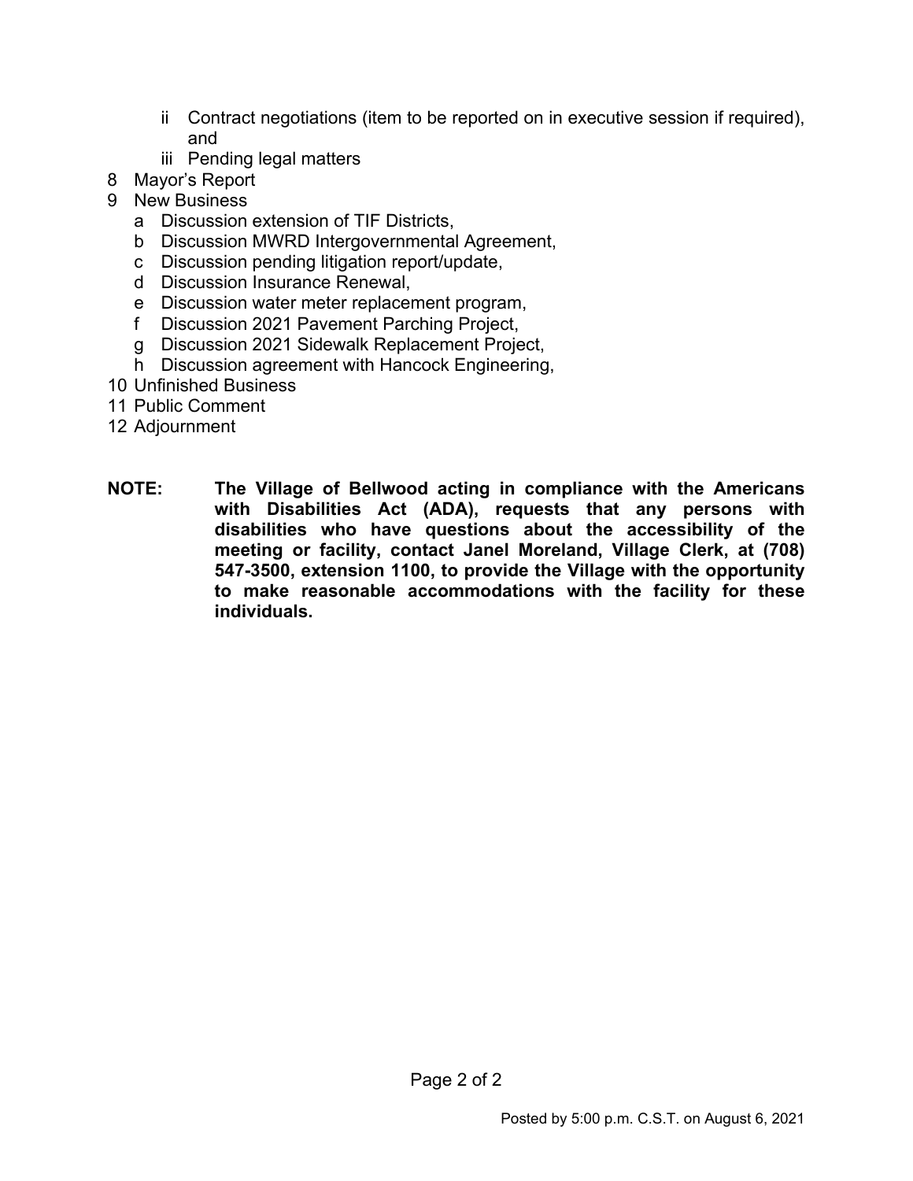- ii Contract negotiations (item to be reported on in executive session if required), and
  - iii Pending legal matters

8. Mayor's Report
9. New Business
   - a Discussion extension of TIF Districts,
   - b Discussion MWRD Intergovernmental Agreement,
   - c Discussion pending litigation report/update,
   - d Discussion Insurance Renewal,
   - e Discussion water meter replacement program,
   - f Discussion 2021 Pavement Parching Project,
   - g Discussion 2021 Sidewalk Replacement Project,
   - h Discussion agreement with Hancock Engineering,
10. Unfinished Business
11. Public Comment
12. Adjournment

**NOTE: The Village of Bellwood acting in compliance with the Americans with Disabilities Act (ADA), requests that any persons with disabilities who have questions about the accessibility of the meeting or facility, contact Janel Moreland, Village Clerk, at (708) 547-3500, extension 1100, to provide the Village with the opportunity to make reasonable accommodations with the facility for these individuals.**

Posted by 5:00 p.m. C.S.T. on August 6, 2021